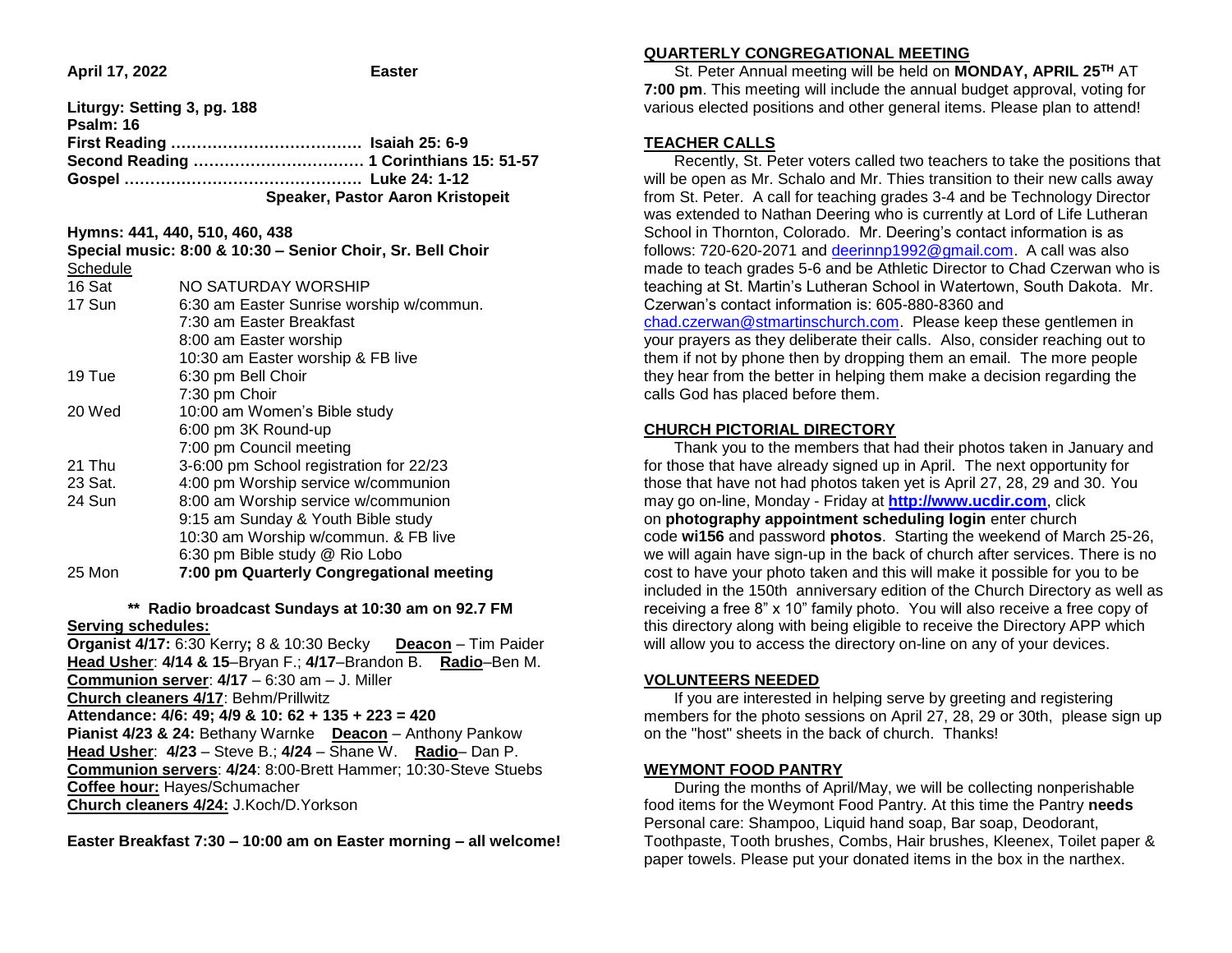**April 17, 2022** **Easter**

**Liturgy: Setting 3, pg. 188**
**Psalm: 16**
**First Reading ………………………………. Isaiah 25: 6-9**
**Second Reading …………………………… 1 Corinthians 15: 51-57**
**Gospel ………………………………………. Luke 24: 1-12**
**Speaker, Pastor Aaron Kristopeit**

**Hymns: 441, 440, 510, 460, 438**
**Special music: 8:00 & 10:30 – Senior Choir, Sr. Bell Choir**

Schedule

| | |
|---|---|
| 16 Sat | NO SATURDAY WORSHIP |
| 17 Sun | 6:30 am Easter Sunrise worship w/commun. |
| | 7:30 am Easter Breakfast |
| | 8:00 am Easter worship |
| | 10:30 am Easter worship & FB live |
| 19 Tue | 6:30 pm Bell Choir |
| | 7:30 pm Choir |
| 20 Wed | 10:00 am Women's Bible study |
| | 6:00 pm 3K Round-up |
| | 7:00 pm Council meeting |
| 21 Thu | 3-6:00 pm School registration for 22/23 |
| 23 Sat. | 4:00 pm Worship service w/communion |
| 24 Sun | 8:00 am Worship service w/communion |
| | 9:15 am Sunday & Youth Bible study |
| | 10:30 am Worship w/commun. & FB live |
| | 6:30 pm Bible study @ Rio Lobo |
| 25 Mon | **7:00 pm Quarterly Congregational meeting** |

**\*\* Radio broadcast Sundays at 10:30 am on 92.7 FM**

**Serving schedules:**

**Organist 4/17:** 6:30 Kerry**;** 8 & 10:30 Becky **Deacon** – Tim Paider
**Head Usher**: **4/14 & 15**–Bryan F.; **4/17**–Brandon B. **Radio**–Ben M.
**Communion server**: **4/17** – 6:30 am – J. Miller
**Church cleaners 4/17**: Behm/Prillwitz
**Attendance: 4/6: 49; 4/9 & 10: 62 + 135 + 223 = 420**
**Pianist 4/23 & 24:** Bethany Warnke **Deacon** – Anthony Pankow
**Head Usher**: **4/23** – Steve B.; **4/24** – Shane W. **Radio**– Dan P.
**Communion servers**: **4/24**: 8:00-Brett Hammer; 10:30-Steve Stuebs
**Coffee hour:** Hayes/Schumacher
**Church cleaners 4/24:** J.Koch/D.Yorkson

**Easter Breakfast 7:30 – 10:00 am on Easter morning – all welcome!**

## QUARTERLY CONGREGATIONAL MEETING

St. Peter Annual meeting will be held on **MONDAY, APRIL 25TH** AT **7:00 pm**. This meeting will include the annual budget approval, voting for various elected positions and other general items. Please plan to attend!

## TEACHER CALLS

Recently, St. Peter voters called two teachers to take the positions that will be open as Mr. Schalo and Mr. Thies transition to their new calls away from St. Peter. A call for teaching grades 3-4 and be Technology Director was extended to Nathan Deering who is currently at Lord of Life Lutheran School in Thornton, Colorado. Mr. Deering's contact information is as follows: 720-620-2071 and deerinnp1992@gmail.com. A call was also made to teach grades 5-6 and be Athletic Director to Chad Czerwan who is teaching at St. Martin's Lutheran School in Watertown, South Dakota. Mr. Czerwan's contact information is: 605-880-8360 and chad.czerwan@stmartinschurch.com. Please keep these gentlemen in your prayers as they deliberate their calls. Also, consider reaching out to them if not by phone then by dropping them an email. The more people they hear from the better in helping them make a decision regarding the calls God has placed before them.

## CHURCH PICTORIAL DIRECTORY

Thank you to the members that had their photos taken in January and for those that have already signed up in April. The next opportunity for those that have not had photos taken yet is April 27, 28, 29 and 30. You may go on-line, Monday - Friday at **http://www.ucdir.com**, click on **photography appointment scheduling login** enter church code **wi156** and password **photos**. Starting the weekend of March 25-26, we will again have sign-up in the back of church after services. There is no cost to have your photo taken and this will make it possible for you to be included in the 150th anniversary edition of the Church Directory as well as receiving a free 8" x 10" family photo. You will also receive a free copy of this directory along with being eligible to receive the Directory APP which will allow you to access the directory on-line on any of your devices.

## VOLUNTEERS NEEDED

If you are interested in helping serve by greeting and registering members for the photo sessions on April 27, 28, 29 or 30th, please sign up on the "host" sheets in the back of church. Thanks!

## WEYMONT FOOD PANTRY

During the months of April/May, we will be collecting nonperishable food items for the Weymont Food Pantry. At this time the Pantry **needs** Personal care: Shampoo, Liquid hand soap, Bar soap, Deodorant, Toothpaste, Tooth brushes, Combs, Hair brushes, Kleenex, Toilet paper & paper towels. Please put your donated items in the box in the narthex.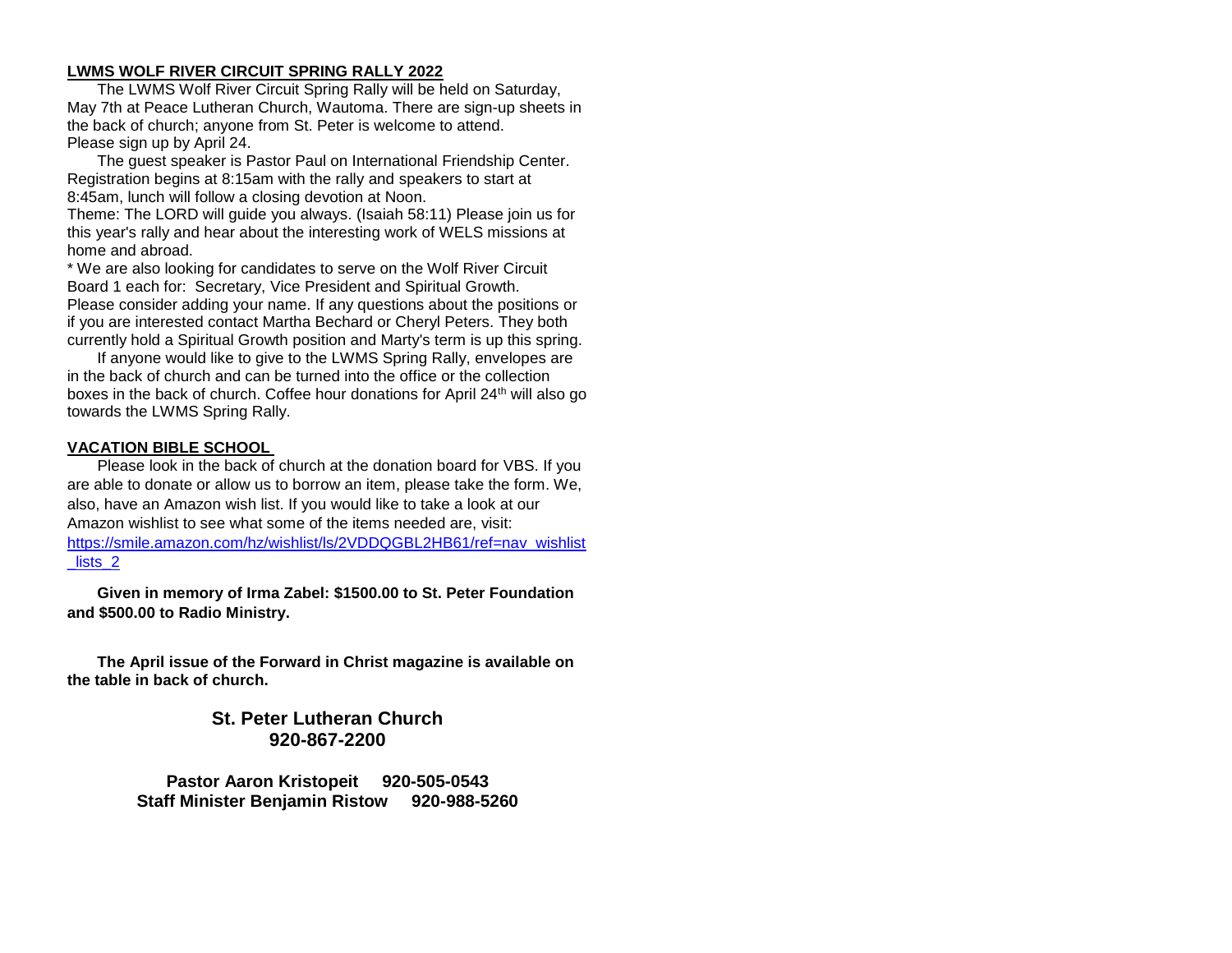**LWMS WOLF RIVER CIRCUIT SPRING RALLY 2022**

The LWMS Wolf River Circuit Spring Rally will be held on Saturday, May 7th at Peace Lutheran Church, Wautoma. There are sign-up sheets in the back of church; anyone from St. Peter is welcome to attend. Please sign up by April 24.

The guest speaker is Pastor Paul on International Friendship Center. Registration begins at 8:15am with the rally and speakers to start at 8:45am, lunch will follow a closing devotion at Noon.

Theme: The LORD will guide you always. (Isaiah 58:11) Please join us for this year's rally and hear about the interesting work of WELS missions at home and abroad.

* We are also looking for candidates to serve on the Wolf River Circuit Board 1 each for: Secretary, Vice President and Spiritual Growth. Please consider adding your name. If any questions about the positions or if you are interested contact Martha Bechard or Cheryl Peters. They both currently hold a Spiritual Growth position and Marty's term is up this spring.

If anyone would like to give to the LWMS Spring Rally, envelopes are in the back of church and can be turned into the office or the collection boxes in the back of church. Coffee hour donations for April 24th will also go towards the LWMS Spring Rally.

**VACATION BIBLE SCHOOL**

Please look in the back of church at the donation board for VBS. If you are able to donate or allow us to borrow an item, please take the form. We, also, have an Amazon wish list. If you would like to take a look at our Amazon wishlist to see what some of the items needed are, visit: https://smile.amazon.com/hz/wishlist/ls/2VDDQGBL2HB61/ref=nav_wishlist_lists_2

**Given in memory of Irma Zabel: $1500.00 to St. Peter Foundation and $500.00 to Radio Ministry.**

**The April issue of the Forward in Christ magazine is available on the table in back of church.**

**St. Peter Lutheran Church**
**920-867-2200**

**Pastor Aaron Kristopeit 920-505-0543**
**Staff Minister Benjamin Ristow 920-988-5260**